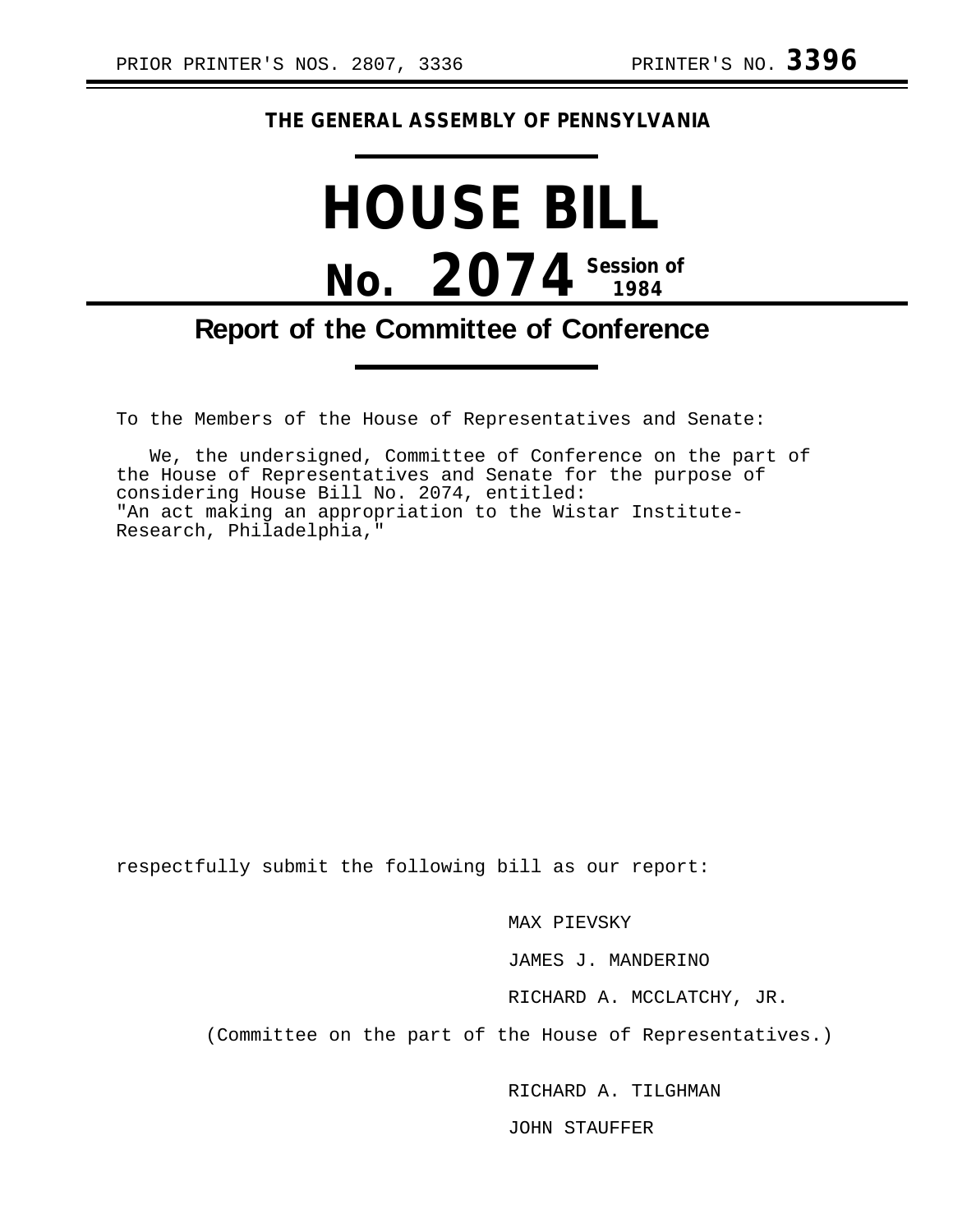PRIOR PRINTER'S NOS. 2807, 3336 PRINTER'S NO. **3396**

**THE GENERAL ASSEMBLY OF PENNSYLVANIA**

# HOUSE BILL

# No. 2074 Session of 1984

## Report of the Committee of Conference

To the Members of the House of Representatives and Senate:

We, the undersigned, Committee of Conference on the part of the House of Representatives and Senate for the purpose of considering House Bill No. 2074, entitled:
"An act making an appropriation to the Wistar Institute-Research, Philadelphia,"

respectfully submit the following bill as our report:

MAX PIEVSKY

JAMES J. MANDERINO

RICHARD A. MCCLATCHY, JR.

(Committee on the part of the House of Representatives.)

RICHARD A. TILGHMAN

JOHN STAUFFER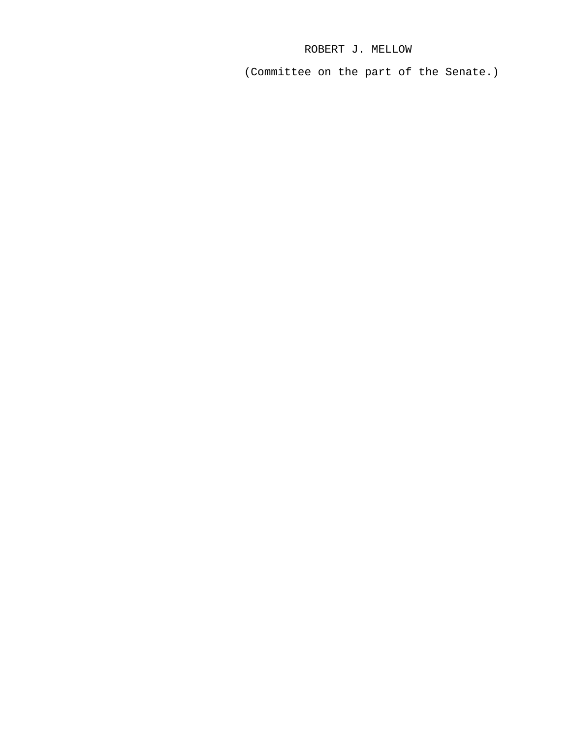ROBERT J. MELLOW

(Committee on the part of the Senate.)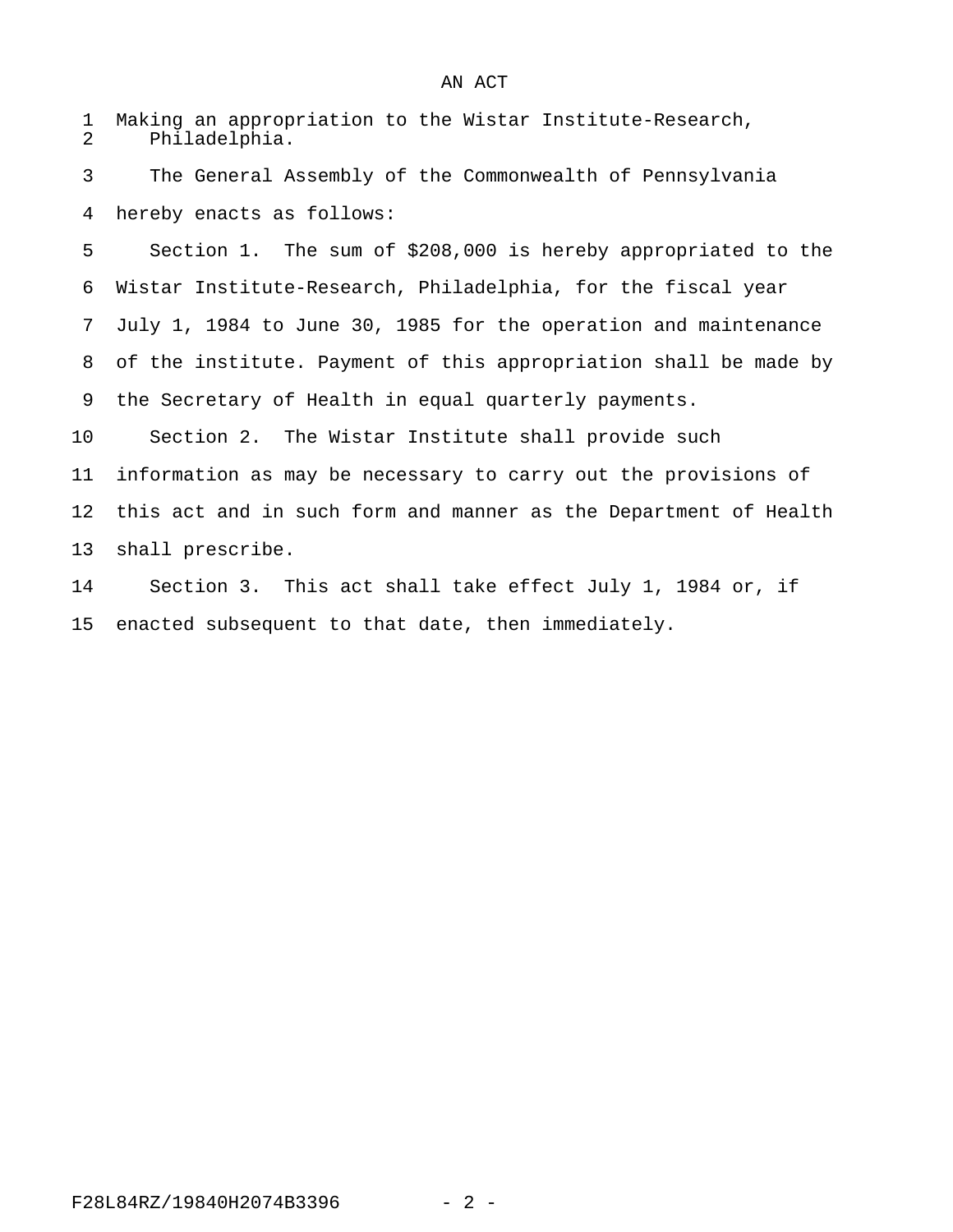AN ACT

Making an appropriation to the Wistar Institute-Research, Philadelphia.

The General Assembly of the Commonwealth of Pennsylvania hereby enacts as follows:

Section 1. The sum of $208,000 is hereby appropriated to the Wistar Institute-Research, Philadelphia, for the fiscal year July 1, 1984 to June 30, 1985 for the operation and maintenance of the institute. Payment of this appropriation shall be made by the Secretary of Health in equal quarterly payments.

Section 2. The Wistar Institute shall provide such information as may be necessary to carry out the provisions of this act and in such form and manner as the Department of Health shall prescribe.

Section 3. This act shall take effect July 1, 1984 or, if enacted subsequent to that date, then immediately.

F28L84RZ/19840H2074B3396